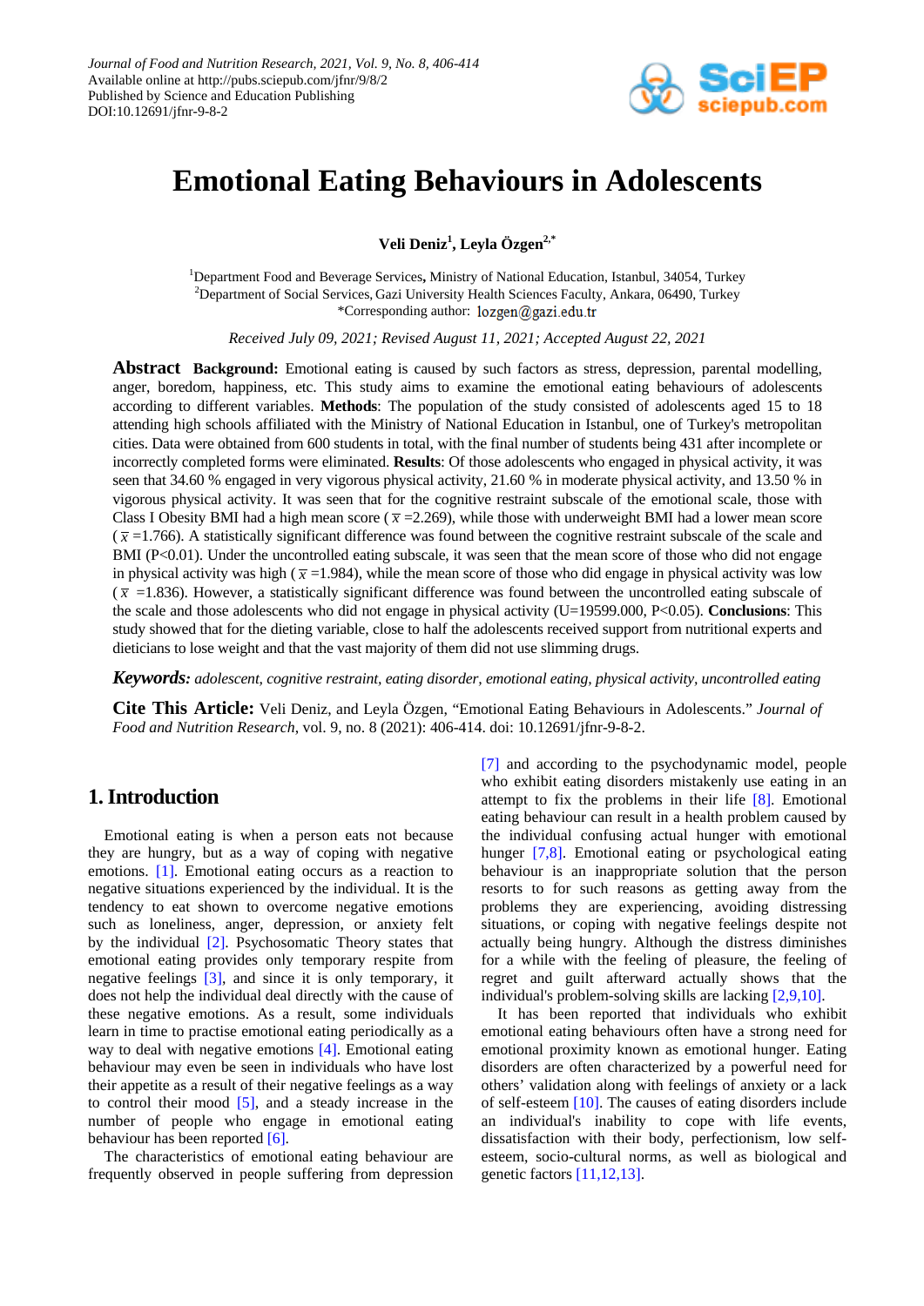# Emotional Eating Behaviours in Adolescents

**Veli Deniz[1], Leyla Özgen[2,*]**

[1]Department Food and Beverage Services, Ministry of National Education, Istanbul, 34054, Turkey
[2]Department of Social Services, Gazi University Health Sciences Faculty, Ankara, 06490, Turkey
*Corresponding author: lozgen@gazi.edu.tr

*Received July 09, 2021; Revised August 11, 2021; Accepted August 22, 2021*

**Abstract** **Background:** Emotional eating is caused by such factors as stress, depression, parental modelling, anger, boredom, happiness, etc. This study aims to examine the emotional eating behaviours of adolescents according to different variables. **Methods**: The population of the study consisted of adolescents aged 15 to 18 attending high schools affiliated with the Ministry of National Education in Istanbul, one of Turkey's metropolitan cities. Data were obtained from 600 students in total, with the final number of students being 431 after incomplete or incorrectly completed forms were eliminated. **Results**: Of those adolescents who engaged in physical activity, it was seen that 34.60 % engaged in very vigorous physical activity, 21.60 % in moderate physical activity, and 13.50 % in vigorous physical activity. It was seen that for the cognitive restraint subscale of the emotional scale, those with Class I Obesity BMI had a high mean score ($\bar{x}$ =2.269), while those with underweight BMI had a lower mean score ($\bar{x}$ =1.766). A statistically significant difference was found between the cognitive restraint subscale of the scale and BMI ($P<0.01$). Under the uncontrolled eating subscale, it was seen that the mean score of those who did not engage in physical activity was high ($\bar{x}$ =1.984), while the mean score of those who did engage in physical activity was low ($\bar{x}$ =1.836). However, a statistically significant difference was found between the uncontrolled eating subscale of the scale and those adolescents who did not engage in physical activity ($U=19599.000$, $P<0.05$). **Conclusions**: This study showed that for the dieting variable, close to half the adolescents received support from nutritional experts and dieticians to lose weight and that the vast majority of them did not use slimming drugs.

***Keywords:*** *adolescent, cognitive restraint, eating disorder, emotional eating, physical activity, uncontrolled eating*

**Cite This Article:** Veli Deniz, and Leyla Özgen, "Emotional Eating Behaviours in Adolescents." *Journal of Food and Nutrition Research*, vol. 9, no. 8 (2021): 406-414. doi: 10.12691/jfnr-9-8-2.

## 1. Introduction

Emotional eating is when a person eats not because they are hungry, but as a way of coping with negative emotions. [1]. Emotional eating occurs as a reaction to negative situations experienced by the individual. It is the tendency to eat shown to overcome negative emotions such as loneliness, anger, depression, or anxiety felt by the individual [2]. Psychosomatic Theory states that emotional eating provides only temporary respite from negative feelings [3], and since it is only temporary, it does not help the individual deal directly with the cause of these negative emotions. As a result, some individuals learn in time to practise emotional eating periodically as a way to deal with negative emotions [4]. Emotional eating behaviour may even be seen in individuals who have lost their appetite as a result of their negative feelings as a way to control their mood [5], and a steady increase in the number of people who engage in emotional eating behaviour has been reported [6].

The characteristics of emotional eating behaviour are frequently observed in people suffering from depression [7] and according to the psychodynamic model, people who exhibit eating disorders mistakenly use eating in an attempt to fix the problems in their life [8]. Emotional eating behaviour can result in a health problem caused by the individual confusing actual hunger with emotional hunger [7,8]. Emotional eating or psychological eating behaviour is an inappropriate solution that the person resorts to for such reasons as getting away from the problems they are experiencing, avoiding distressing situations, or coping with negative feelings despite not actually being hungry. Although the distress diminishes for a while with the feeling of pleasure, the feeling of regret and guilt afterward actually shows that the individual's problem-solving skills are lacking [2,9,10].

It has been reported that individuals who exhibit emotional eating behaviours often have a strong need for emotional proximity known as emotional hunger. Eating disorders are often characterized by a powerful need for others' validation along with feelings of anxiety or a lack of self-esteem [10]. The causes of eating disorders include an individual's inability to cope with life events, dissatisfaction with their body, perfectionism, low self-esteem, socio-cultural norms, as well as biological and genetic factors [11,12,13].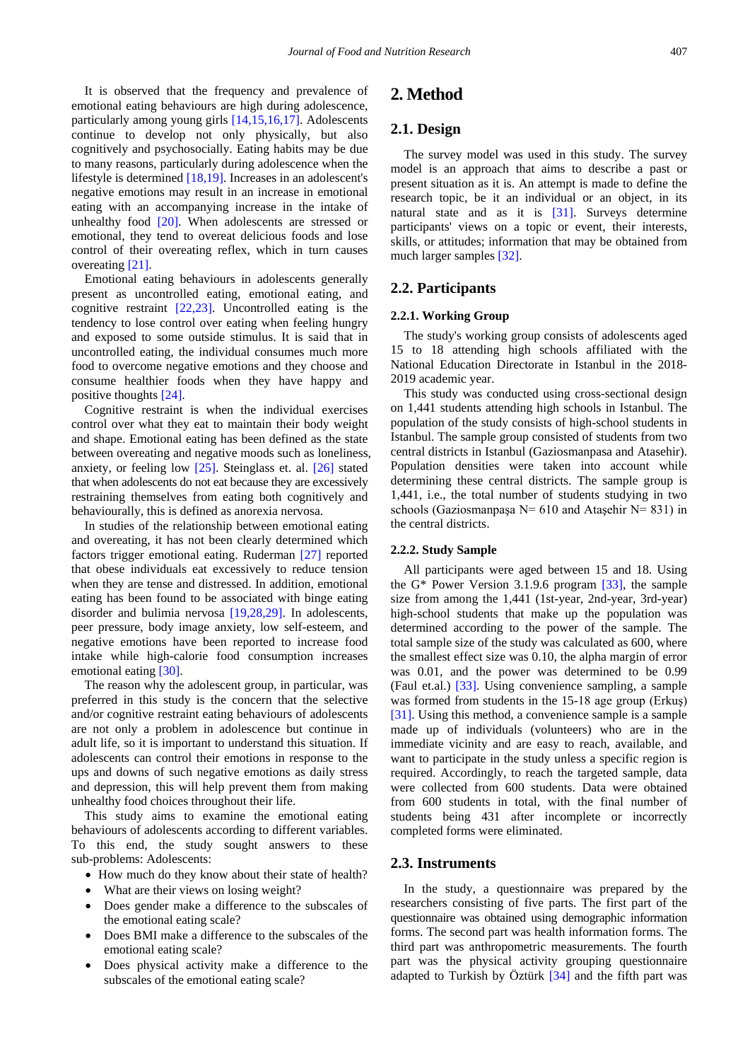It is observed that the frequency and prevalence of emotional eating behaviours are high during adolescence, particularly among young girls [14,15,16,17]. Adolescents continue to develop not only physically, but also cognitively and psychosocially. Eating habits may be due to many reasons, particularly during adolescence when the lifestyle is determined [18,19]. Increases in an adolescent's negative emotions may result in an increase in emotional eating with an accompanying increase in the intake of unhealthy food [20]. When adolescents are stressed or emotional, they tend to overeat delicious foods and lose control of their overeating reflex, which in turn causes overeating [21].

Emotional eating behaviours in adolescents generally present as uncontrolled eating, emotional eating, and cognitive restraint [22,23]. Uncontrolled eating is the tendency to lose control over eating when feeling hungry and exposed to some outside stimulus. It is said that in uncontrolled eating, the individual consumes much more food to overcome negative emotions and they choose and consume healthier foods when they have happy and positive thoughts [24].

Cognitive restraint is when the individual exercises control over what they eat to maintain their body weight and shape. Emotional eating has been defined as the state between overeating and negative moods such as loneliness, anxiety, or feeling low [25]. Steinglass et. al. [26] stated that when adolescents do not eat because they are excessively restraining themselves from eating both cognitively and behaviourally, this is defined as anorexia nervosa.

In studies of the relationship between emotional eating and overeating, it has not been clearly determined which factors trigger emotional eating. Ruderman [27] reported that obese individuals eat excessively to reduce tension when they are tense and distressed. In addition, emotional eating has been found to be associated with binge eating disorder and bulimia nervosa [19,28,29]. In adolescents, peer pressure, body image anxiety, low self-esteem, and negative emotions have been reported to increase food intake while high-calorie food consumption increases emotional eating [30].

The reason why the adolescent group, in particular, was preferred in this study is the concern that the selective and/or cognitive restraint eating behaviours of adolescents are not only a problem in adolescence but continue in adult life, so it is important to understand this situation. If adolescents can control their emotions in response to the ups and downs of such negative emotions as daily stress and depression, this will help prevent them from making unhealthy food choices throughout their life.

This study aims to examine the emotional eating behaviours of adolescents according to different variables. To this end, the study sought answers to these sub-problems: Adolescents:

- How much do they know about their state of health?
- What are their views on losing weight?
- Does gender make a difference to the subscales of the emotional eating scale?
- Does BMI make a difference to the subscales of the emotional eating scale?
- Does physical activity make a difference to the subscales of the emotional eating scale?

## 2. Method

### 2.1. Design

The survey model was used in this study. The survey model is an approach that aims to describe a past or present situation as it is. An attempt is made to define the research topic, be it an individual or an object, in its natural state and as it is [31]. Surveys determine participants' views on a topic or event, their interests, skills, or attitudes; information that may be obtained from much larger samples [32].

### 2.2. Participants

#### 2.2.1. Working Group

The study's working group consists of adolescents aged 15 to 18 attending high schools affiliated with the National Education Directorate in Istanbul in the 2018-2019 academic year.

This study was conducted using cross-sectional design on 1,441 students attending high schools in Istanbul. The population of the study consists of high-school students in Istanbul. The sample group consisted of students from two central districts in Istanbul (Gaziosmanpasa and Atasehir). Population densities were taken into account while determining these central districts. The sample group is 1,441, i.e., the total number of students studying in two schools (Gaziosmanpaşa N= 610 and Ataşehir N= 831) in the central districts.

#### 2.2.2. Study Sample

All participants were aged between 15 and 18. Using the G* Power Version 3.1.9.6 program [33], the sample size from among the 1,441 (1st-year, 2nd-year, 3rd-year) high-school students that make up the population was determined according to the power of the sample. The total sample size of the study was calculated as 600, where the smallest effect size was 0.10, the alpha margin of error was 0.01, and the power was determined to be 0.99 (Faul et.al.) [33]. Using convenience sampling, a sample was formed from students in the 15-18 age group (Erkuş) [31]. Using this method, a convenience sample is a sample made up of individuals (volunteers) who are in the immediate vicinity and are easy to reach, available, and want to participate in the study unless a specific region is required. Accordingly, to reach the targeted sample, data were collected from 600 students. Data were obtained from 600 students in total, with the final number of students being 431 after incomplete or incorrectly completed forms were eliminated.

### 2.3. Instruments

In the study, a questionnaire was prepared by the researchers consisting of five parts. The first part of the questionnaire was obtained using demographic information forms. The second part was health information forms. The third part was anthropometric measurements. The fourth part was the physical activity grouping questionnaire adapted to Turkish by Öztürk [34] and the fifth part was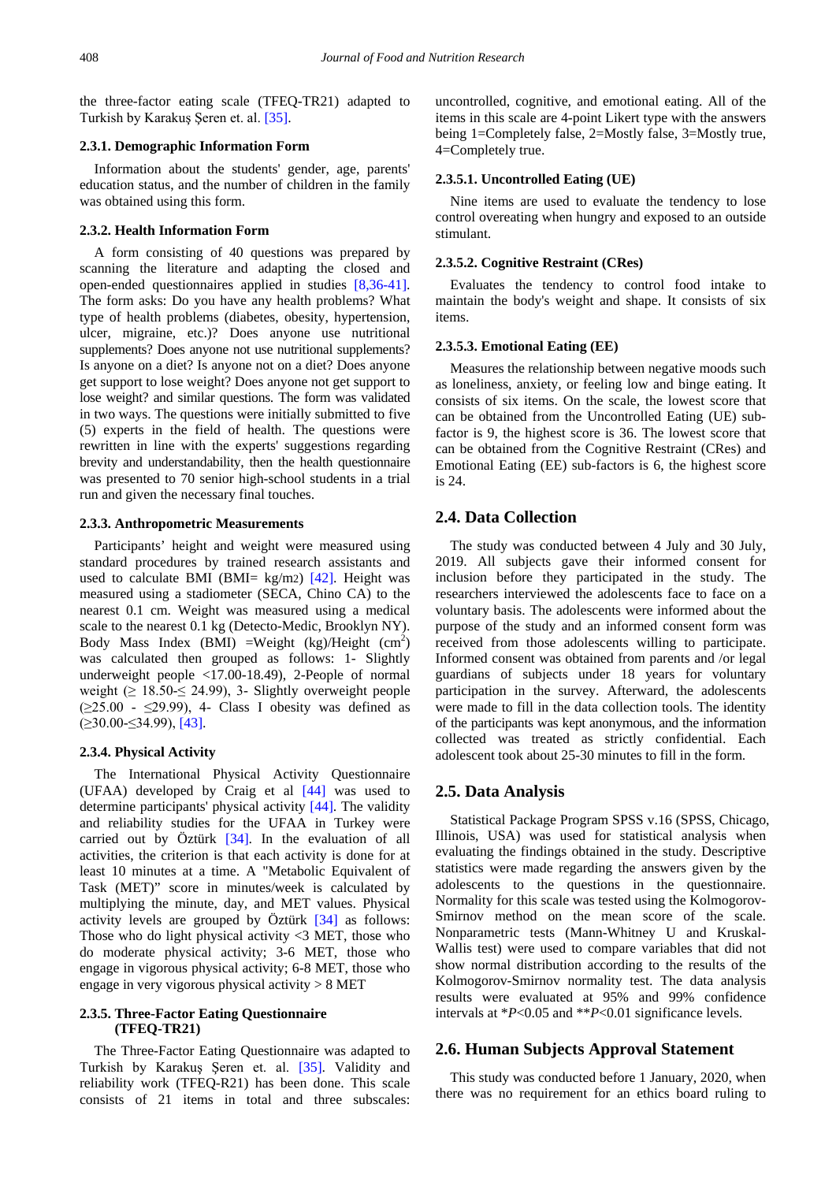the three-factor eating scale (TFEQ-TR21) adapted to Turkish by Karakuş Şeren et. al. [35].

### 2.3.1. Demographic Information Form

Information about the students' gender, age, parents' education status, and the number of children in the family was obtained using this form.

### 2.3.2. Health Information Form

A form consisting of 40 questions was prepared by scanning the literature and adapting the closed and open-ended questionnaires applied in studies [8,36-41]. The form asks: Do you have any health problems? What type of health problems (diabetes, obesity, hypertension, ulcer, migraine, etc.)? Does anyone use nutritional supplements? Does anyone not use nutritional supplements? Is anyone on a diet? Is anyone not on a diet? Does anyone get support to lose weight? Does anyone not get support to lose weight? and similar questions. The form was validated in two ways. The questions were initially submitted to five (5) experts in the field of health. The questions were rewritten in line with the experts' suggestions regarding brevity and understandability, then the health questionnaire was presented to 70 senior high-school students in a trial run and given the necessary final touches.

### 2.3.3. Anthropometric Measurements

Participants' height and weight were measured using standard procedures by trained research assistants and used to calculate BMI (BMI= kg/m2) [42]. Height was measured using a stadiometer (SECA, Chino CA) to the nearest 0.1 cm. Weight was measured using a medical scale to the nearest 0.1 kg (Detecto-Medic, Brooklyn NY). Body Mass Index (BMI) =Weight (kg)/Height ($cm^2$) was calculated then grouped as follows: 1- Slightly underweight people <17.00-18.49), 2-People of normal weight (≥ 18.50-≤ 24.99), 3- Slightly overweight people (≥25.00 - ≤29.99), 4- Class I obesity was defined as (≥30.00-≤34.99), [43].

### 2.3.4. Physical Activity

The International Physical Activity Questionnaire (UFAA) developed by Craig et al [44] was used to determine participants' physical activity [44]. The validity and reliability studies for the UFAA in Turkey were carried out by Öztürk [34]. In the evaluation of all activities, the criterion is that each activity is done for at least 10 minutes at a time. A "Metabolic Equivalent of Task (MET)" score in minutes/week is calculated by multiplying the minute, day, and MET values. Physical activity levels are grouped by Öztürk [34] as follows: Those who do light physical activity <3 MET, those who do moderate physical activity; 3-6 MET, those who engage in vigorous physical activity; 6-8 MET, those who engage in very vigorous physical activity > 8 MET

### 2.3.5. Three-Factor Eating Questionnaire (TFEQ-TR21)

The Three-Factor Eating Questionnaire was adapted to Turkish by Karakuş Şeren et. al. [35]. Validity and reliability work (TFEQ-R21) has been done. This scale consists of 21 items in total and three subscales: uncontrolled, cognitive, and emotional eating. All of the items in this scale are 4-point Likert type with the answers being 1=Completely false, 2=Mostly false, 3=Mostly true, 4=Completely true.

#### 2.3.5.1. Uncontrolled Eating (UE)

Nine items are used to evaluate the tendency to lose control overeating when hungry and exposed to an outside stimulant.

#### 2.3.5.2. Cognitive Restraint (CRes)

Evaluates the tendency to control food intake to maintain the body's weight and shape. It consists of six items.

#### 2.3.5.3. Emotional Eating (EE)

Measures the relationship between negative moods such as loneliness, anxiety, or feeling low and binge eating. It consists of six items. On the scale, the lowest score that can be obtained from the Uncontrolled Eating (UE) sub-factor is 9, the highest score is 36. The lowest score that can be obtained from the Cognitive Restraint (CRes) and Emotional Eating (EE) sub-factors is 6, the highest score is 24.

## 2.4. Data Collection

The study was conducted between 4 July and 30 July, 2019. All subjects gave their informed consent for inclusion before they participated in the study. The researchers interviewed the adolescents face to face on a voluntary basis. The adolescents were informed about the purpose of the study and an informed consent form was received from those adolescents willing to participate. Informed consent was obtained from parents and /or legal guardians of subjects under 18 years for voluntary participation in the survey. Afterward, the adolescents were made to fill in the data collection tools. The identity of the participants was kept anonymous, and the information collected was treated as strictly confidential. Each adolescent took about 25-30 minutes to fill in the form.

## 2.5. Data Analysis

Statistical Package Program SPSS v.16 (SPSS, Chicago, Illinois, USA) was used for statistical analysis when evaluating the findings obtained in the study. Descriptive statistics were made regarding the answers given by the adolescents to the questions in the questionnaire. Normality for this scale was tested using the Kolmogorov-Smirnov method on the mean score of the scale. Nonparametric tests (Mann-Whitney U and Kruskal-Wallis test) were used to compare variables that did not show normal distribution according to the results of the Kolmogorov-Smirnov normality test. The data analysis results were evaluated at 95% and 99% confidence intervals at \*$P<0.05$ and \*\*$P<0.01$ significance levels.

## 2.6. Human Subjects Approval Statement

This study was conducted before 1 January, 2020, when there was no requirement for an ethics board ruling to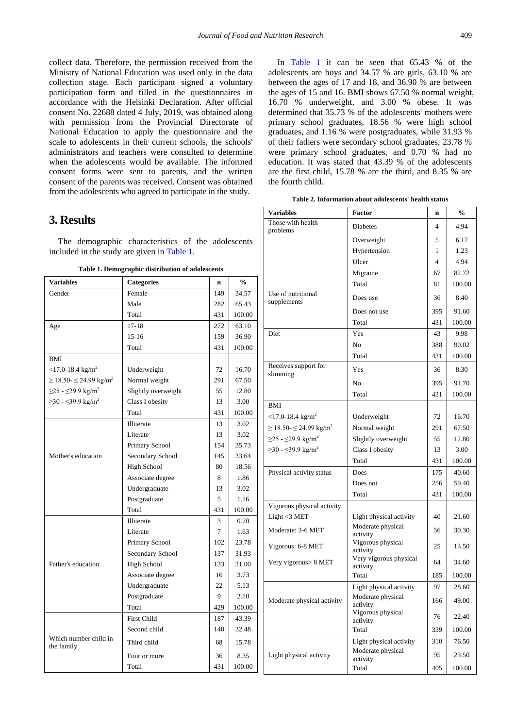collect data. Therefore, the permission received from the Ministry of National Education was used only in the data collection stage. Each participant signed a voluntary participation form and filled in the questionnaires in accordance with the Helsinki Declaration. After official consent No. 22688 dated 4 July, 2019, was obtained along with permission from the Provincial Directorate of National Education to apply the questionnaire and the scale to adolescents in their current schools, the schools' administrators and teachers were consulted to determine when the adolescents would be available. The informed consent forms were sent to parents, and the written consent of the parents was received. Consent was obtained from the adolescents who agreed to participate in the study.

## 3. Results

The demographic characteristics of the adolescents included in the study are given in Table 1.

**Table 1. Demographic distribution of adolescents**

| Variables | Categories | n | % |
|---|---|---|---|
| Gender | Female | 149 | 34.57 |
| | Male | 282 | 65.43 |
| | Total | 431 | 100.00 |
| Age | 17-18 | 272 | 63.10 |
| | 15-16 | 159 | 36.90 |
| | Total | 431 | 100.00 |
| BMI | | | |
| <17.0-18.4 kg/m$^2$ | Underweight | 72 | 16.70 |
| ≥ 18.50- ≤ 24.99 kg/m$^2$ | Normal weight | 291 | 67.50 |
| ≥25 - ≤29.9 kg/m$^2$ | Slightly overweight | 55 | 12.80 |
| ≥30 - ≤39.9 kg/m$^2$ | Class I obesity | 13 | 3.00 |
| | Total | 431 | 100.00 |
| Mother's education | Illiterate | 13 | 3.02 |
| | Literate | 13 | 3.02 |
| | Primary School | 154 | 35.73 |
| | Secondary School | 145 | 33.64 |
| | High School | 80 | 18.56 |
| | Associate degree | 8 | 1.86 |
| | Undergraduate | 13 | 3.02 |
| | Postgraduate | 5 | 1.16 |
| | Total | 431 | 100.00 |
| Father's education | Illiterate | 3 | 0.70 |
| | Literate | 7 | 1.63 |
| | Primary School | 102 | 23.78 |
| | Secondary School | 137 | 31.93 |
| | High School | 133 | 31.00 |
| | Associate degree | 16 | 3.73 |
| | Undergraduate | 22 | 5.13 |
| | Postgraduate | 9 | 2.10 |
| | Total | 429 | 100.00 |
| Which number child in the family | First Child | 187 | 43.39 |
| | Second child | 140 | 32.48 |
| | Third child | 68 | 15.78 |
| | Four or more | 36 | 8.35 |
| | Total | 431 | 100.00 |

In Table 1 it can be seen that 65.43 % of the adolescents are boys and 34.57 % are girls, 63.10 % are between the ages of 17 and 18, and 36.90 % are between the ages of 15 and 16. BMI shows 67.50 % normal weight, 16.70 % underweight, and 3.00 % obese. It was determined that 35.73 % of the adolescents' mothers were primary school graduates, 18.56 % were high school graduates, and 1.16 % were postgraduates, while 31.93 % of their fathers were secondary school graduates, 23.78 % were primary school graduates, and 0.70 % had no education. It was stated that 43.39 % of the adolescents are the first child, 15.78 % are the third, and 8.35 % are the fourth child.

**Table 2. Information about adolescents' health status**

| Variables | Factor | n | % |
|---|---|---|---|
| Those with health problems | Diabetes | 4 | 4.94 |
| | Overweight | 5 | 6.17 |
| | Hypertension | 1 | 1.23 |
| | Ulcer | 4 | 4.94 |
| | Migraine | 67 | 82.72 |
| | Total | 81 | 100.00 |
| Use of nutritional supplements | Does use | 36 | 8.40 |
| | Does not use | 395 | 91.60 |
| | Total | 431 | 100.00 |
| Diet | Yes | 43 | 9.98 |
| | No | 388 | 90.02 |
| | Total | 431 | 100.00 |
| Receives support for slimming | Yes | 36 | 8.30 |
| | No | 395 | 91.70 |
| | Total | 431 | 100.00 |
| BMI | | | |
| <17.0-18.4 kg/m$^2$ | Underweight | 72 | 16.70 |
| ≥ 18.50- ≤ 24.99 kg/m$^2$ | Normal weight | 291 | 67.50 |
| ≥25 - ≤29.9 kg/m$^2$ | Slightly overweight | 55 | 12.80 |
| ≥30 - ≤39.9 kg/m$^2$ | Class I obesity | 13 | 3.00 |
| | Total | 431 | 100.00 |
| Physical activity status | Does | 175 | 40.60 |
| | Does not | 256 | 59.40 |
| | Total | 431 | 100.00 |
| Vigorous physical activity | | | |
| Light <3 MET | Light physical activity | 40 | 21.60 |
| Moderate: 3-6 MET | Moderate physical activity | 56 | 30.30 |
| Vigorous: 6-8 MET | Vigorous physical activity | 25 | 13.50 |
| Very vigorous> 8 MET | Very vigorous physical activity | 64 | 34.60 |
| | Total | 185 | 100.00 |
| Moderate physical activity | Light physical activity | 97 | 28.60 |
| | Moderate physical activity | 166 | 49.00 |
| | Vigorous physical activity | 76 | 22.40 |
| | Total | 339 | 100.00 |
| Light physical activity | Light physical activity | 310 | 76.50 |
| | Moderate physical activity | 95 | 23.50 |
| | Total | 405 | 100.00 |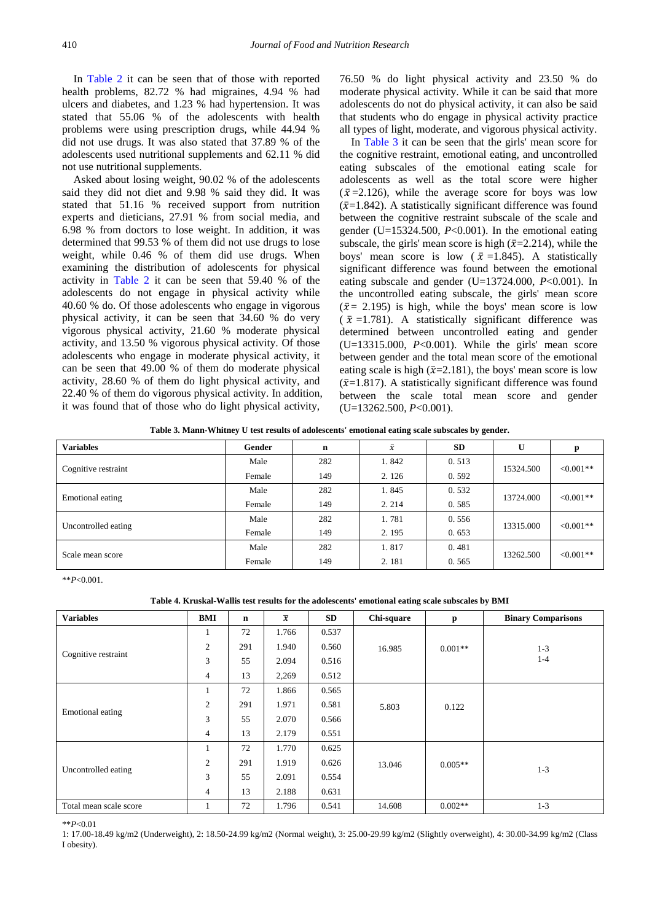In Table 2 it can be seen that of those with reported health problems, 82.72 % had migraines, 4.94 % had ulcers and diabetes, and 1.23 % had hypertension. It was stated that 55.06 % of the adolescents with health problems were using prescription drugs, while 44.94 % did not use drugs. It was also stated that 37.89 % of the adolescents used nutritional supplements and 62.11 % did not use nutritional supplements.

Asked about losing weight, 90.02 % of the adolescents said they did not diet and 9.98 % said they did. It was stated that 51.16 % received support from nutrition experts and dieticians, 27.91 % from social media, and 6.98 % from doctors to lose weight. In addition, it was determined that 99.53 % of them did not use drugs to lose weight, while 0.46 % of them did use drugs. When examining the distribution of adolescents for physical activity in Table 2 it can be seen that 59.40 % of the adolescents do not engage in physical activity while 40.60 % do. Of those adolescents who engage in vigorous physical activity, it can be seen that 34.60 % do very vigorous physical activity, 21.60 % moderate physical activity, and 13.50 % vigorous physical activity. Of those adolescents who engage in moderate physical activity, it can be seen that 49.00 % of them do moderate physical activity, 28.60 % of them do light physical activity, and 22.40 % of them do vigorous physical activity. In addition, it was found that of those who do light physical activity, 76.50 % do light physical activity and 23.50 % do moderate physical activity. While it can be said that more adolescents do not do physical activity, it can also be said that students who do engage in physical activity practice all types of light, moderate, and vigorous physical activity.

In Table 3 it can be seen that the girls' mean score for the cognitive restraint, emotional eating, and uncontrolled eating subscales of the emotional eating scale for adolescents as well as the total score were higher ($\bar{x}$=2.126), while the average score for boys was low ($\bar{x}$=1.842). A statistically significant difference was found between the cognitive restraint subscale of the scale and gender (U=15324.500, $P$<0.001). In the emotional eating subscale, the girls' mean score is high ($\bar{x}$=2.214), while the boys' mean score is low ($\bar{x}$=1.845). A statistically significant difference was found between the emotional eating subscale and gender (U=13724.000, $P$<0.001). In the uncontrolled eating subscale, the girls' mean score ($\bar{x}$= 2.195) is high, while the boys' mean score is low ($\bar{x}$=1.781). A statistically significant difference was determined between uncontrolled eating and gender (U=13315.000, $P$<0.001). While the girls' mean score between gender and the total mean score of the emotional eating scale is high ($\bar{x}$=2.181), the boys' mean score is low ($\bar{x}$=1.817). A statistically significant difference was found between the scale total mean score and gender (U=13262.500, $P$<0.001).

**Table 3. Mann-Whitney U test results of adolescents' emotional eating scale subscales by gender.**

| Variables | Gender | n | $\bar{x}$ | SD | U | p |
|---|---|---|---|---|---|---|
| Cognitive restraint | Male | 282 | 1. 842 | 0. 513 | 15324.500 | <0.001** |
| | Female | 149 | 2. 126 | 0. 592 | | |
| Emotional eating | Male | 282 | 1. 845 | 0. 532 | 13724.000 | <0.001** |
| | Female | 149 | 2. 214 | 0. 585 | | |
| Uncontrolled eating | Male | 282 | 1. 781 | 0. 556 | 13315.000 | <0.001** |
| | Female | 149 | 2. 195 | 0. 653 | | |
| Scale mean score | Male | 282 | 1. 817 | 0. 481 | 13262.500 | <0.001** |
| | Female | 149 | 2. 181 | 0. 565 | | |

**$P$<0.001.

**Table 4. Kruskal-Wallis test results for the adolescents' emotional eating scale subscales by BMI**

| Variables | BMI | n | $\bar{x}$ | SD | Chi-square | p | Binary Comparisons |
|---|---|---|---|---|---|---|---|
| Cognitive restraint | 1 | 72 | 1.766 | 0.537 | 16.985 | 0.001** | 1-3<br>1-4 |
| | 2 | 291 | 1.940 | 0.560 | | | |
| | 3 | 55 | 2.094 | 0.516 | | | |
| | 4 | 13 | 2,269 | 0.512 | | | |
| Emotional eating | 1 | 72 | 1.866 | 0.565 | 5.803 | 0.122 | |
| | 2 | 291 | 1.971 | 0.581 | | | |
| | 3 | 55 | 2.070 | 0.566 | | | |
| | 4 | 13 | 2.179 | 0.551 | | | |
| Uncontrolled eating | 1 | 72 | 1.770 | 0.625 | 13.046 | 0.005** | 1-3 |
| | 2 | 291 | 1.919 | 0.626 | | | |
| | 3 | 55 | 2.091 | 0.554 | | | |
| | 4 | 13 | 2.188 | 0.631 | | | |
| Total mean scale score | 1 | 72 | 1.796 | 0.541 | 14.608 | 0.002** | 1-3 |

**$P$<0.01

1: 17.00-18.49 kg/m2 (Underweight), 2: 18.50-24.99 kg/m2 (Normal weight), 3: 25.00-29.99 kg/m2 (Slightly overweight), 4: 30.00-34.99 kg/m2 (Class I obesity).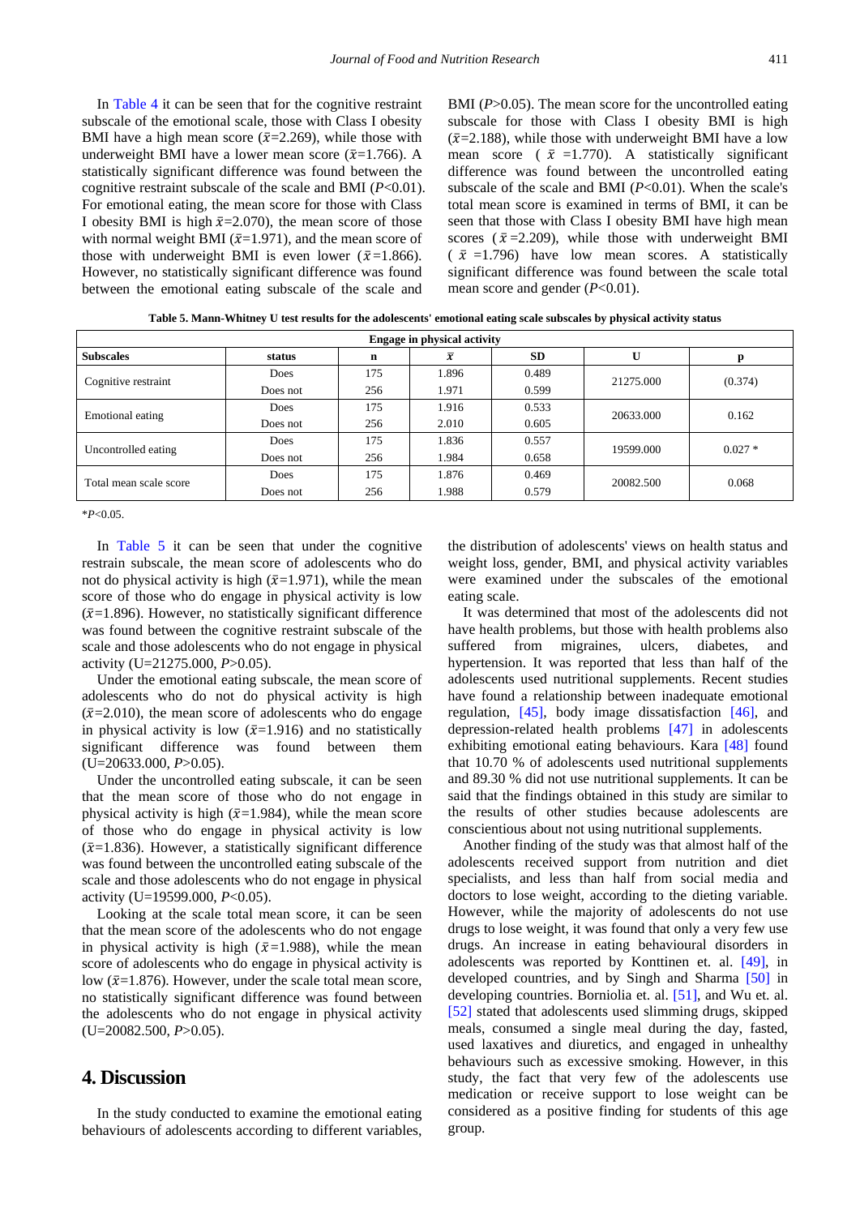In Table 4 it can be seen that for the cognitive restraint subscale of the emotional scale, those with Class I obesity BMI have a high mean score ($\bar{x}$=2.269), while those with underweight BMI have a lower mean score ($\bar{x}$=1.766). A statistically significant difference was found between the cognitive restraint subscale of the scale and BMI ($P$<0.01). For emotional eating, the mean score for those with Class I obesity BMI is high $\bar{x}$=2.070), the mean score of those with normal weight BMI ($\bar{x}$=1.971), and the mean score of those with underweight BMI is even lower ($\bar{x}$=1.866). However, no statistically significant difference was found between the emotional eating subscale of the scale and BMI ($P$>0.05). The mean score for the uncontrolled eating subscale for those with Class I obesity BMI is high ($\bar{x}$=2.188), while those with underweight BMI have a low mean score ($\bar{x}$=1.770). A statistically significant difference was found between the uncontrolled eating subscale of the scale and BMI ($P$<0.01). When the scale's total mean score is examined in terms of BMI, it can be seen that those with Class I obesity BMI have high mean scores ($\bar{x}$=2.209), while those with underweight BMI ($\bar{x}$=1.796) have low mean scores. A statistically significant difference was found between the scale total mean score and gender ($P$<0.01).

**Table 5. Mann-Whitney U test results for the adolescents' emotional eating scale subscales by physical activity status**

| Engage in physical activity | | | | | | |
|---|---|---|---|---|---|---|
| **Subscales** | **status** | **n** | $\bar{x}$ | **SD** | **U** | **p** |
| Cognitive restraint | Does | 175 | 1.896 | 0.489 | 21275.000 | (0.374) |
| | Does not | 256 | 1.971 | 0.599 | | |
| Emotional eating | Does | 175 | 1.916 | 0.533 | 20633.000 | 0.162 |
| | Does not | 256 | 2.010 | 0.605 | | |
| Uncontrolled eating | Does | 175 | 1.836 | 0.557 | 19599.000 | 0.027 * |
| | Does not | 256 | 1.984 | 0.658 | | |
| Total mean scale score | Does | 175 | 1.876 | 0.469 | 20082.500 | 0.068 |
| | Does not | 256 | 1.988 | 0.579 | | |

*$P$<0.05.

In Table 5 it can be seen that under the cognitive restrain subscale, the mean score of adolescents who do not do physical activity is high ($\bar{x}$=1.971), while the mean score of those who do engage in physical activity is low ($\bar{x}$=1.896). However, no statistically significant difference was found between the cognitive restraint subscale of the scale and those adolescents who do not engage in physical activity (U=21275.000, $P$>0.05).

Under the emotional eating subscale, the mean score of adolescents who do not do physical activity is high ($\bar{x}$=2.010), the mean score of adolescents who do engage in physical activity is low ($\bar{x}$=1.916) and no statistically significant difference was found between them (U=20633.000, $P$>0.05).

Under the uncontrolled eating subscale, it can be seen that the mean score of those who do not engage in physical activity is high ($\bar{x}$=1.984), while the mean score of those who do engage in physical activity is low ($\bar{x}$=1.836). However, a statistically significant difference was found between the uncontrolled eating subscale of the scale and those adolescents who do not engage in physical activity (U=19599.000, $P$<0.05).

Looking at the scale total mean score, it can be seen that the mean score of the adolescents who do not engage in physical activity is high ($\bar{x}$=1.988), while the mean score of adolescents who do engage in physical activity is low ($\bar{x}$=1.876). However, under the scale total mean score, no statistically significant difference was found between the adolescents who do not engage in physical activity (U=20082.500, $P$>0.05).

## 4. Discussion

In the study conducted to examine the emotional eating behaviours of adolescents according to different variables, the distribution of adolescents' views on health status and weight loss, gender, BMI, and physical activity variables were examined under the subscales of the emotional eating scale.

It was determined that most of the adolescents did not have health problems, but those with health problems also suffered from migraines, ulcers, diabetes, and hypertension. It was reported that less than half of the adolescents used nutritional supplements. Recent studies have found a relationship between inadequate emotional regulation, [45], body image dissatisfaction [46], and depression-related health problems [47] in adolescents exhibiting emotional eating behaviours. Kara [48] found that 10.70 % of adolescents used nutritional supplements and 89.30 % did not use nutritional supplements. It can be said that the findings obtained in this study are similar to the results of other studies because adolescents are conscientious about not using nutritional supplements.

Another finding of the study was that almost half of the adolescents received support from nutrition and diet specialists, and less than half from social media and doctors to lose weight, according to the dieting variable. However, while the majority of adolescents do not use drugs to lose weight, it was found that only a very few use drugs. An increase in eating behavioural disorders in adolescents was reported by Konttinen et. al. [49], in developed countries, and by Singh and Sharma [50] in developing countries. Borniolia et. al. [51], and Wu et. al. [52] stated that adolescents used slimming drugs, skipped meals, consumed a single meal during the day, fasted, used laxatives and diuretics, and engaged in unhealthy behaviours such as excessive smoking. However, in this study, the fact that very few of the adolescents use medication or receive support to lose weight can be considered as a positive finding for students of this age group.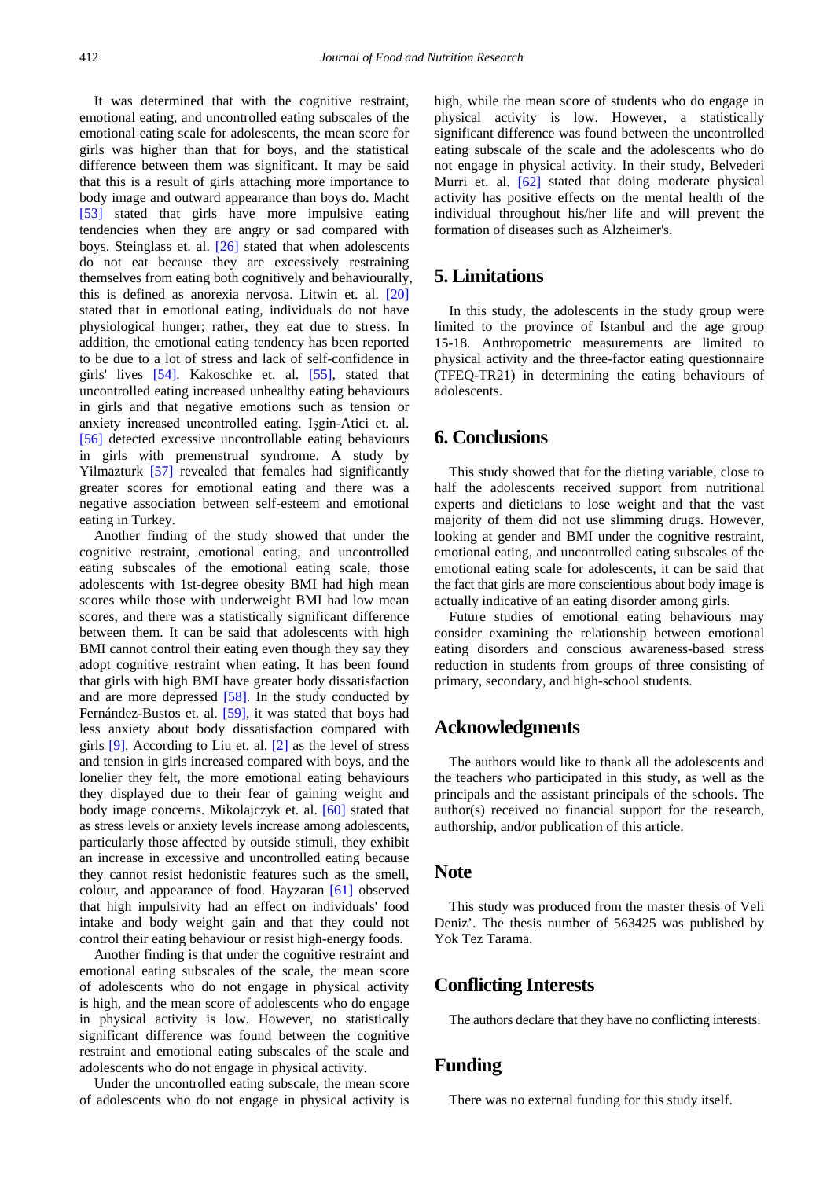It was determined that with the cognitive restraint, emotional eating, and uncontrolled eating subscales of the emotional eating scale for adolescents, the mean score for girls was higher than that for boys, and the statistical difference between them was significant. It may be said that this is a result of girls attaching more importance to body image and outward appearance than boys do. Macht [53] stated that girls have more impulsive eating tendencies when they are angry or sad compared with boys. Steinglass et. al. [26] stated that when adolescents do not eat because they are excessively restraining themselves from eating both cognitively and behaviourally, this is defined as anorexia nervosa. Litwin et. al. [20] stated that in emotional eating, individuals do not have physiological hunger; rather, they eat due to stress. In addition, the emotional eating tendency has been reported to be due to a lot of stress and lack of self-confidence in girls' lives [54]. Kakoschke et. al. [55], stated that uncontrolled eating increased unhealthy eating behaviours in girls and that negative emotions such as tension or anxiety increased uncontrolled eating. Işgin-Atici et. al. [56] detected excessive uncontrollable eating behaviours in girls with premenstrual syndrome. A study by Yilmazturk [57] revealed that females had significantly greater scores for emotional eating and there was a negative association between self-esteem and emotional eating in Turkey.

Another finding of the study showed that under the cognitive restraint, emotional eating, and uncontrolled eating subscales of the emotional eating scale, those adolescents with 1st-degree obesity BMI had high mean scores while those with underweight BMI had low mean scores, and there was a statistically significant difference between them. It can be said that adolescents with high BMI cannot control their eating even though they say they adopt cognitive restraint when eating. It has been found that girls with high BMI have greater body dissatisfaction and are more depressed [58]. In the study conducted by Fernández-Bustos et. al. [59], it was stated that boys had less anxiety about body dissatisfaction compared with girls [9]. According to Liu et. al. [2] as the level of stress and tension in girls increased compared with boys, and the lonelier they felt, the more emotional eating behaviours they displayed due to their fear of gaining weight and body image concerns. Mikolajczyk et. al. [60] stated that as stress levels or anxiety levels increase among adolescents, particularly those affected by outside stimuli, they exhibit an increase in excessive and uncontrolled eating because they cannot resist hedonistic features such as the smell, colour, and appearance of food. Hayzaran [61] observed that high impulsivity had an effect on individuals' food intake and body weight gain and that they could not control their eating behaviour or resist high-energy foods.

Another finding is that under the cognitive restraint and emotional eating subscales of the scale, the mean score of adolescents who do not engage in physical activity is high, and the mean score of adolescents who do engage in physical activity is low. However, no statistically significant difference was found between the cognitive restraint and emotional eating subscales of the scale and adolescents who do not engage in physical activity.

Under the uncontrolled eating subscale, the mean score of adolescents who do not engage in physical activity is high, while the mean score of students who do engage in physical activity is low. However, a statistically significant difference was found between the uncontrolled eating subscale of the scale and the adolescents who do not engage in physical activity. In their study, Belvederi Murri et. al. [62] stated that doing moderate physical activity has positive effects on the mental health of the individual throughout his/her life and will prevent the formation of diseases such as Alzheimer's.

## 5. Limitations

In this study, the adolescents in the study group were limited to the province of Istanbul and the age group 15-18. Anthropometric measurements are limited to physical activity and the three-factor eating questionnaire (TFEQ-TR21) in determining the eating behaviours of adolescents.

## 6. Conclusions

This study showed that for the dieting variable, close to half the adolescents received support from nutritional experts and dieticians to lose weight and that the vast majority of them did not use slimming drugs. However, looking at gender and BMI under the cognitive restraint, emotional eating, and uncontrolled eating subscales of the emotional eating scale for adolescents, it can be said that the fact that girls are more conscientious about body image is actually indicative of an eating disorder among girls.

Future studies of emotional eating behaviours may consider examining the relationship between emotional eating disorders and conscious awareness-based stress reduction in students from groups of three consisting of primary, secondary, and high-school students.

## Acknowledgments

The authors would like to thank all the adolescents and the teachers who participated in this study, as well as the principals and the assistant principals of the schools. The author(s) received no financial support for the research, authorship, and/or publication of this article.

## Note

This study was produced from the master thesis of Veli Deniz'. The thesis number of 563425 was published by Yok Tez Tarama.

## Conflicting Interests

The authors declare that they have no conflicting interests.

## Funding

There was no external funding for this study itself.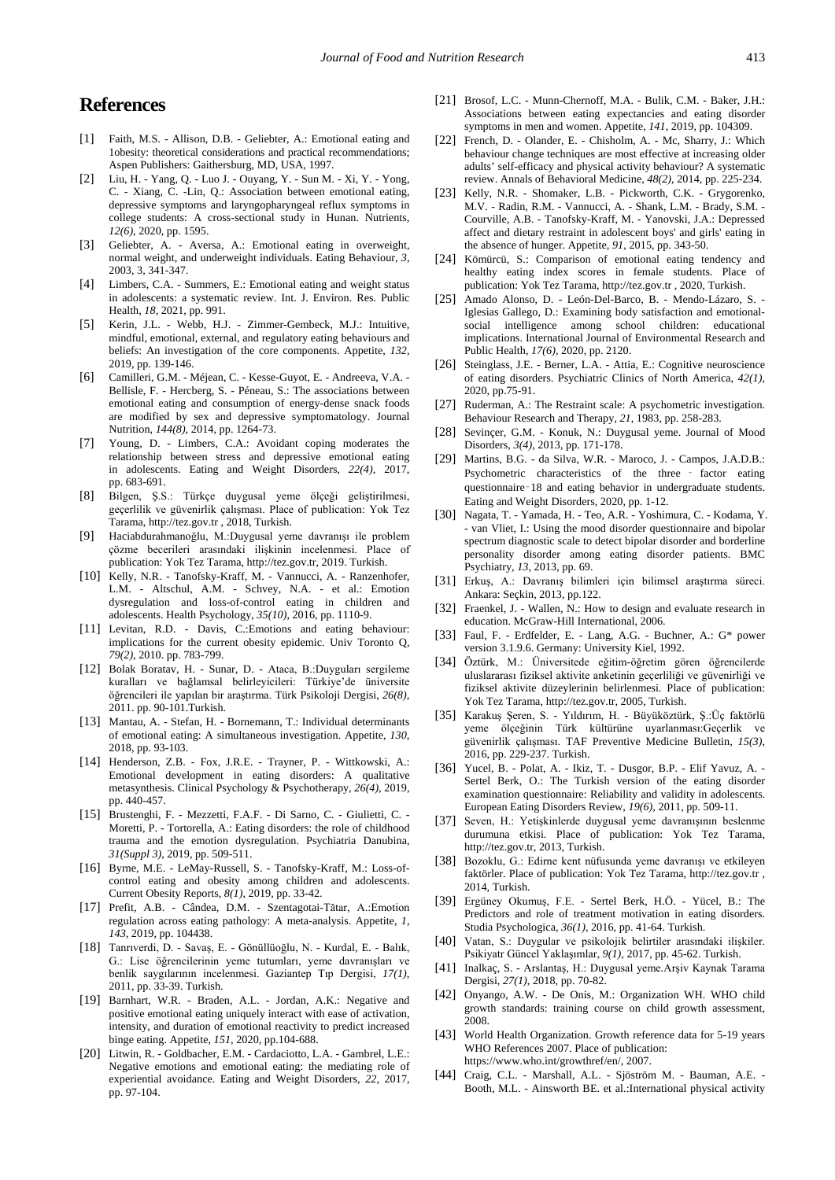# References

[1] Faith, M.S. - Allison, D.B. - Geliebter, A.: Emotional eating and 1obesity: theoretical considerations and practical recommendations; Aspen Publishers: Gaithersburg, MD, USA, 1997.

[2] Liu, H. - Yang, Q. - Luo J. - Ouyang, Y. - Sun M. - Xi, Y. - Yong, C. - Xiang, C. -Lin, Q.: Association between emotional eating, depressive symptoms and laryngopharyngeal reflux symptoms in college students: A cross-sectional study in Hunan. Nutrients, *12(6)*, 2020, pp. 1595.

[3] Geliebter, A. - Aversa, A.: Emotional eating in overweight, normal weight, and underweight individuals. Eating Behaviour, *3*, 2003, 3, 341-347.

[4] Limbers, C.A. - Summers, E.: Emotional eating and weight status in adolescents: a systematic review. Int. J. Environ. Res. Public Health, *18*, 2021, pp. 991.

[5] Kerin, J.L. - Webb, H.J. - Zimmer-Gembeck, M.J.: Intuitive, mindful, emotional, external, and regulatory eating behaviours and beliefs: An investigation of the core components. Appetite, *132*, 2019, pp. 139-146.

[6] Camilleri, G.M. - Méjean, C. - Kesse-Guyot, E. - Andreeva, V.A. - Bellisle, F. - Hercberg, S. - Péneau, S.: The associations between emotional eating and consumption of energy-dense snack foods are modified by sex and depressive symptomatology. Journal Nutrition, *144(8)*, 2014, pp. 1264-73.

[7] Young, D. - Limbers, C.A.: Avoidant coping moderates the relationship between stress and depressive emotional eating in adolescents. Eating and Weight Disorders, *22(4)*, 2017, pp. 683-691.

[8] Bilgen, Ş.S.: Türkçe duygusal yeme ölçeği geliştirilmesi, geçerlilik ve güvenirlik çalışması. Place of publication: Yok Tez Tarama, http://tez.gov.tr , 2018, Turkish.

[9] Haciabdurahmanoğlu, M.:Duygusal yeme davranışı ile problem çözme becerileri arasındaki ilişkinin incelenmesi. Place of publication: Yok Tez Tarama, http://tez.gov.tr, 2019. Turkish.

[10] Kelly, N.R. - Tanofsky-Kraff, M. - Vannucci, A. - Ranzenhofer, L.M. - Altschul, A.M. - Schvey, N.A. - et al.: Emotion dysregulation and loss-of-control eating in children and adolescents. Health Psychology, *35(10)*, 2016, pp. 1110-9.

[11] Levitan, R.D. - Davis, C.:Emotions and eating behaviour: implications for the current obesity epidemic. Univ Toronto Q, *79(2)*, 2010. pp. 783-799.

[12] Bolak Boratav, H. - Sunar, D. - Ataca, B.:Duyguları sergileme kuralları ve bağlamsal belirleyicileri: Türkiye'de üniversite öğrencileri ile yapılan bir araştırma. Türk Psikoloji Dergisi, *26(8)*, 2011. pp. 90-101.Turkish.

[13] Mantau, A. - Stefan, H. - Bornemann, T.: Individual determinants of emotional eating: A simultaneous investigation. Appetite, *130*, 2018, pp. 93-103.

[14] Henderson, Z.B. - Fox, J.R.E. - Trayner, P. - Wittkowski, A.: Emotional development in eating disorders: A qualitative metasynthesis. Clinical Psychology & Psychotherapy, *26(4)*, 2019, pp. 440-457.

[15] Brustenghi, F. - Mezzetti, F.A.F. - Di Sarno, C. - Giulietti, C. - Moretti, P. - Tortorella, A.: Eating disorders: the role of childhood trauma and the emotion dysregulation. Psychiatria Danubina, *31(Suppl 3)*, 2019, pp. 509-511.

[16] Byrne, M.E. - LeMay-Russell, S. - Tanofsky-Kraff, M.: Loss-of-control eating and obesity among children and adolescents. Current Obesity Reports, *8(1)*, 2019, pp. 33-42.

[17] Prefit, A.B. - Cândea, D.M. - Szentagotai-Tătar, A.:Emotion regulation across eating pathology: A meta-analysis. Appetite, *1, 143*, 2019, pp. 104438.

[18] Tanrıverdi, D. - Savaş, E. - Gönüllüoğlu, N. - Kurdal, E. - Balık, G.: Lise öğrencilerinin yeme tutumları, yeme davranışları ve benlik saygılarının incelenmesi. Gaziantep Tıp Dergisi, *17(1)*, 2011, pp. 33-39. Turkish.

[19] Barnhart, W.R. - Braden, A.L. - Jordan, A.K.: Negative and positive emotional eating uniquely interact with ease of activation, intensity, and duration of emotional reactivity to predict increased binge eating. Appetite, *151*, 2020, pp.104-688.

[20] Litwin, R. - Goldbacher, E.M. - Cardaciotto, L.A. - Gambrel, L.E.: Negative emotions and emotional eating: the mediating role of experiential avoidance. Eating and Weight Disorders, *22*, 2017, pp. 97-104.

[21] Brosof, L.C. - Munn-Chernoff, M.A. - Bulik, C.M. - Baker, J.H.: Associations between eating expectancies and eating disorder symptoms in men and women. Appetite, *141*, 2019, pp. 104309.

[22] French, D. - Olander, E. - Chisholm, A. - Mc, Sharry, J.: Which behaviour change techniques are most effective at increasing older adults' self-efficacy and physical activity behaviour? A systematic review. Annals of Behavioral Medicine, *48(2)*, 2014, pp. 225-234.

[23] Kelly, N.R. - Shomaker, L.B. - Pickworth, C.K. - Grygorenko, M.V. - Radin, R.M. - Vannucci, A. - Shank, L.M. - Brady, S.M. - Courville, A.B. - Tanofsky-Kraff, M. - Yanovski, J.A.: Depressed affect and dietary restraint in adolescent boys' and girls' eating in the absence of hunger. Appetite, *91*, 2015, pp. 343-50.

[24] Kömürcü, S.: Comparison of emotional eating tendency and healthy eating index scores in female students. Place of publication: Yok Tez Tarama, http://tez.gov.tr , 2020, Turkish.

[25] Amado Alonso, D. - León-Del-Barco, B. - Mendo-Lázaro, S. - Iglesias Gallego, D.: Examining body satisfaction and emotional-social intelligence among school children: educational implications. International Journal of Environmental Research and Public Health, *17(6)*, 2020, pp. 2120.

[26] Steinglass, J.E. - Berner, L.A. - Attia, E.: Cognitive neuroscience of eating disorders. Psychiatric Clinics of North America, *42(1)*, 2020, pp.75-91.

[27] Ruderman, A.: The Restraint scale: A psychometric investigation. Behaviour Research and Therapy, *21*, 1983, pp. 258-283.

[28] Sevinçer, G.M. - Konuk, N.: Duygusal yeme. Journal of Mood Disorders, *3(4)*, 2013, pp. 171-178.

[29] Martins, B.G. - da Silva, W.R. - Maroco, J. - Campos, J.A.D.B.: Psychometric characteristics of the three‐factor eating questionnaire‐18 and eating behavior in undergraduate students. Eating and Weight Disorders, 2020, pp. 1-12.

[30] Nagata, T. - Yamada, H. - Teo, A.R. - Yoshimura, C. - Kodama, Y. - van Vliet, I.: Using the mood disorder questionnaire and bipolar spectrum diagnostic scale to detect bipolar disorder and borderline personality disorder among eating disorder patients. BMC Psychiatry, *13*, 2013, pp. 69.

[31] Erkuş, A.: Davranış bilimleri için bilimsel araştırma süreci. Ankara: Seçkin, 2013, pp.122.

[32] Fraenkel, J. - Wallen, N.: How to design and evaluate research in education. McGraw-Hill International, 2006.

[33] Faul, F. - Erdfelder, E. - Lang, A.G. - Buchner, A.: G* power version 3.1.9.6. Germany: University Kiel, 1992.

[34] Öztürk, M.: Üniversitede eğitim-öğretim gören öğrencilerde uluslararası fiziksel aktivite anketinin geçerliliği ve güvenirliği ve fiziksel aktivite düzeylerinin belirlenmesi. Place of publication: Yok Tez Tarama, http://tez.gov.tr, 2005, Turkish.

[35] Karakuş Şeren, S. - Yıldırım, H. - Büyüköztürk, Ş.:Üç faktörlü yeme ölçeğinin Türk kültürüne uyarlanması:Geçerlik ve güvenirlik çalışması. TAF Preventive Medicine Bulletin, *15(3)*, 2016, pp. 229-237. Turkish.

[36] Yucel, B. - Polat, A. - Ikiz, T. - Dusgor, B.P. - Elif Yavuz, A. - Sertel Berk, O.: The Turkish version of the eating disorder examination questionnaire: Reliability and validity in adolescents. European Eating Disorders Review, *19(6)*, 2011, pp. 509-11.

[37] Seven, H.: Yetişkinlerde duygusal yeme davranışının beslenme durumuna etkisi. Place of publication: Yok Tez Tarama, http://tez.gov.tr, 2013, Turkish.

[38] Bozoklu, G.: Edirne kent nüfusunda yeme davranışı ve etkileyen faktörler. Place of publication: Yok Tez Tarama, http://tez.gov.tr , 2014, Turkish.

[39] Ergüney Okumuş, F.E. - Sertel Berk, H.Ö. - Yücel, B.: The Predictors and role of treatment motivation in eating disorders. Studia Psychologica, *36(1)*, 2016, pp. 41-64. Turkish.

[40] Vatan, S.: Duygular ve psikolojik belirtiler arasındaki ilişkiler. Psikiyatr Güncel Yaklaşımlar, *9(1)*, 2017, pp. 45-62. Turkish.

[41] Inalkaç, S. - Arslantaş, H.: Duygusal yeme.Arşiv Kaynak Tarama Dergisi, *27(1)*, 2018, pp. 70-82.

[42] Onyango, A.W. - De Onis, M.: Organization WH. WHO child growth standards: training course on child growth assessment, 2008.

[43] World Health Organization. Growth reference data for 5-19 years WHO References 2007. Place of publication: https://www.who.int/growthref/en/, 2007.

[44] Craig, C.L. - Marshall, A.L. - Sjöström M. - Bauman, A.E. - Booth, M.L. - Ainsworth BE. et al.:International physical activity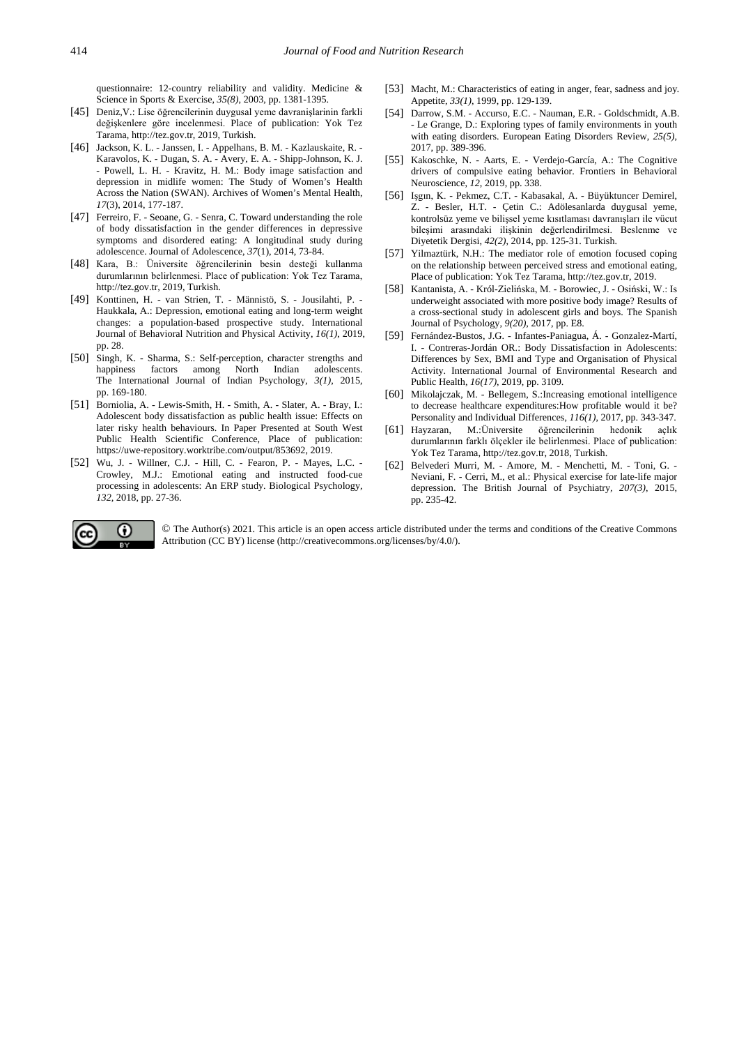questionnaire: 12-country reliability and validity. Medicine & Science in Sports & Exercise, *35(8)*, 2003, pp. 1381-1395.

[45] Deniz,V.: Lise öğrencilerinin duygusal yeme davranişlarinin farkli değişkenlere göre incelenmesi. Place of publication: Yok Tez Tarama, http://tez.gov.tr, 2019, Turkish.

[46] Jackson, K. L. - Janssen, I. - Appelhans, B. M. - Kazlauskaite, R. - Karavolos, K. - Dugan, S. A. - Avery, E. A. - Shipp-Johnson, K. J. - Powell, L. H. - Kravitz, H. M.: Body image satisfaction and depression in midlife women: The Study of Women's Health Across the Nation (SWAN). Archives of Women's Mental Health, *17*(3), 2014, 177-187.

[47] Ferreiro, F. - Seoane, G. - Senra, C. Toward understanding the role of body dissatisfaction in the gender differences in depressive symptoms and disordered eating: A longitudinal study during adolescence. Journal of Adolescence, *37*(1), 2014, 73-84.

[48] Kara, B.: Üniversite öğrencilerinin besin desteği kullanma durumlarının belirlenmesi. Place of publication: Yok Tez Tarama, http://tez.gov.tr, 2019, Turkish.

[49] Konttinen, H. - van Strien, T. - Männistö, S. - Jousilahti, P. - Haukkala, A.: Depression, emotional eating and long-term weight changes: a population-based prospective study. International Journal of Behavioral Nutrition and Physical Activity, *16(1)*, 2019, pp. 28.

[50] Singh, K. - Sharma, S.: Self-perception, character strengths and happiness factors among North Indian adolescents. The International Journal of Indian Psychology, *3(1)*, 2015, pp. 169-180.

[51] Borniolia, A. - Lewis-Smith, H. - Smith, A. - Slater, A. - Bray, I.: Adolescent body dissatisfaction as public health issue: Effects on later risky health behaviours. In Paper Presented at South West Public Health Scientific Conference, Place of publication: https://uwe-repository.worktribe.com/output/853692, 2019.

[52] Wu, J. - Willner, C.J. - Hill, C. - Fearon, P. - Mayes, L.C. - Crowley, M.J.: Emotional eating and instructed food-cue processing in adolescents: An ERP study. Biological Psychology, *132*, 2018, pp. 27-36.

[53] Macht, M.: Characteristics of eating in anger, fear, sadness and joy. Appetite, *33(1)*, 1999, pp. 129-139.

[54] Darrow, S.M. - Accurso, E.C. - Nauman, E.R. - Goldschmidt, A.B. - Le Grange, D.: Exploring types of family environments in youth with eating disorders. European Eating Disorders Review, *25(5)*, 2017, pp. 389-396.

[55] Kakoschke, N. - Aarts, E. - Verdejo-García, A.: The Cognitive drivers of compulsive eating behavior. Frontiers in Behavioral Neuroscience, *12*, 2019, pp. 338.

[56] Işgın, K. - Pekmez, C.T. - Kabasakal, A. - Büyüktuncer Demirel, Z. - Besler, H.T. - Çetin C.: Adölesanlarda duygusal yeme, kontrolsüz yeme ve bilişsel yeme kısıtlaması davranışları ile vücut bileşimi arasındaki ilişkinin değerlendirilmesi. Beslenme ve Diyetetik Dergisi, *42(2)*, 2014, pp. 125-31. Turkish.

[57] Yilmaztürk, N.H.: The mediator role of emotion focused coping on the relationship between perceived stress and emotional eating, Place of publication: Yok Tez Tarama, http://tez.gov.tr, 2019.

[58] Kantanista, A. - Król-Zielińska, M. - Borowiec, J. - Osiński, W.: Is underweight associated with more positive body image? Results of a cross-sectional study in adolescent girls and boys. The Spanish Journal of Psychology, *9(20)*, 2017, pp. E8.

[59] Fernández-Bustos, J.G. - Infantes-Paniagua, Á. - Gonzalez-Martí, I. - Contreras-Jordán OR.: Body Dissatisfaction in Adolescents: Differences by Sex, BMI and Type and Organisation of Physical Activity. International Journal of Environmental Research and Public Health, *16(17)*, 2019, pp. 3109.

[60] Mikolajczak, M. - Bellegem, S.:Increasing emotional intelligence to decrease healthcare expenditures:How profitable would it be? Personality and Individual Differences, *116(1)*, 2017, pp. 343-347.

[61] Hayzaran, M.:Üniversite öğrencilerinin hedonik açlık durumlarının farklı ölçekler ile belirlenmesi. Place of publication: Yok Tez Tarama, http://tez.gov.tr, 2018, Turkish.

[62] Belvederi Murri, M. - Amore, M. - Menchetti, M. - Toni, G. - Neviani, F. - Cerri, M., et al.: Physical exercise for late-life major depression. The British Journal of Psychiatry, *207(3)*, 2015, pp. 235-42.

© The Author(s) 2021. This article is an open access article distributed under the terms and conditions of the Creative Commons Attribution (CC BY) license (http://creativecommons.org/licenses/by/4.0/).